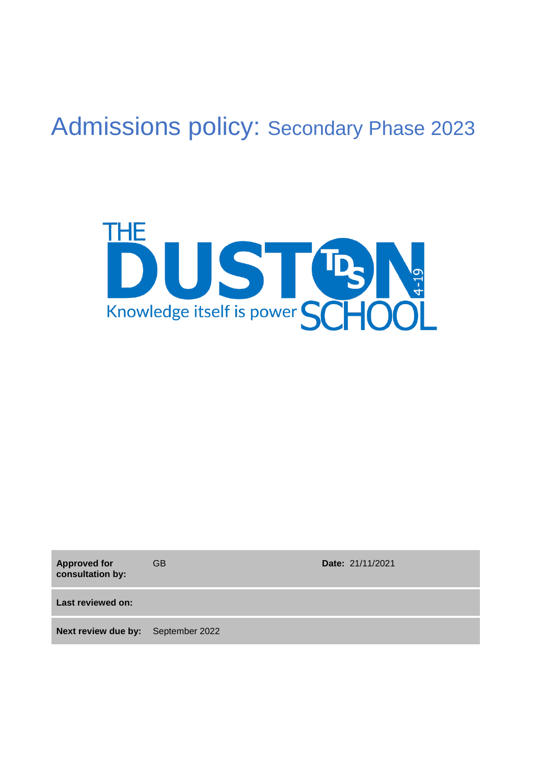# Admissions policy: Secondary Phase 2023

THE DUSTON SCHOOL 4-19

Knowledge itself is power

| **Approved for consultation by:** | GB | **Date:** 21/11/2021 |
| --- | --- | --- |
| **Last reviewed on:** | | |
| **Next review due by:** | September 2022 | |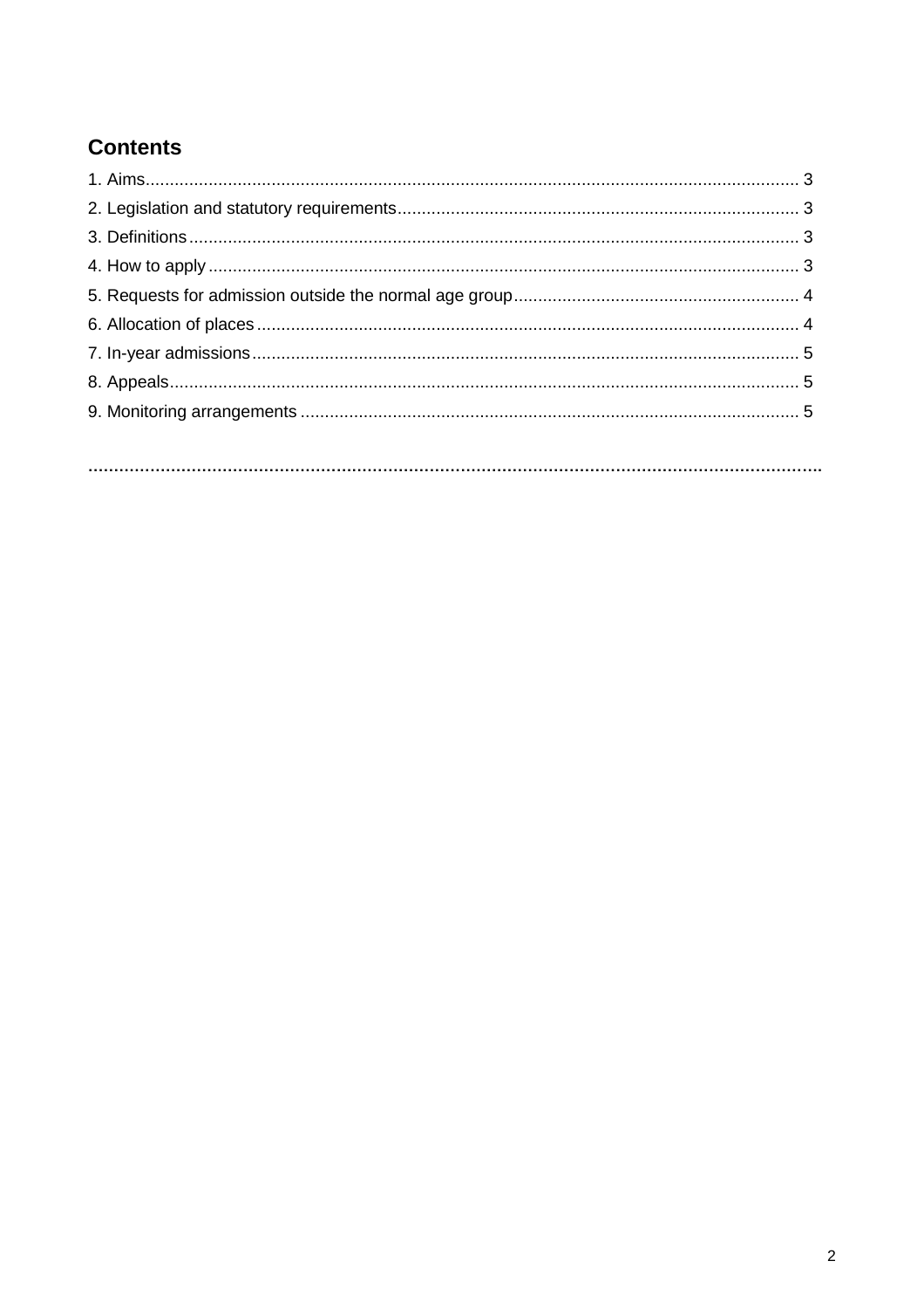## Contents

1. Aims...................................................................................................................................... 3
2. Legislation and statutory requirements.................................................................................. 3
3. Definitions............................................................................................................................. 3
4. How to apply......................................................................................................................... 3
5. Requests for admission outside the normal age group.......................................................... 4
6. Allocation of places............................................................................................................... 4
7. In-year admissions................................................................................................................ 5
8. Appeals................................................................................................................................. 5
9. Monitoring arrangements...................................................................................................... 5

..............................................................................................................................................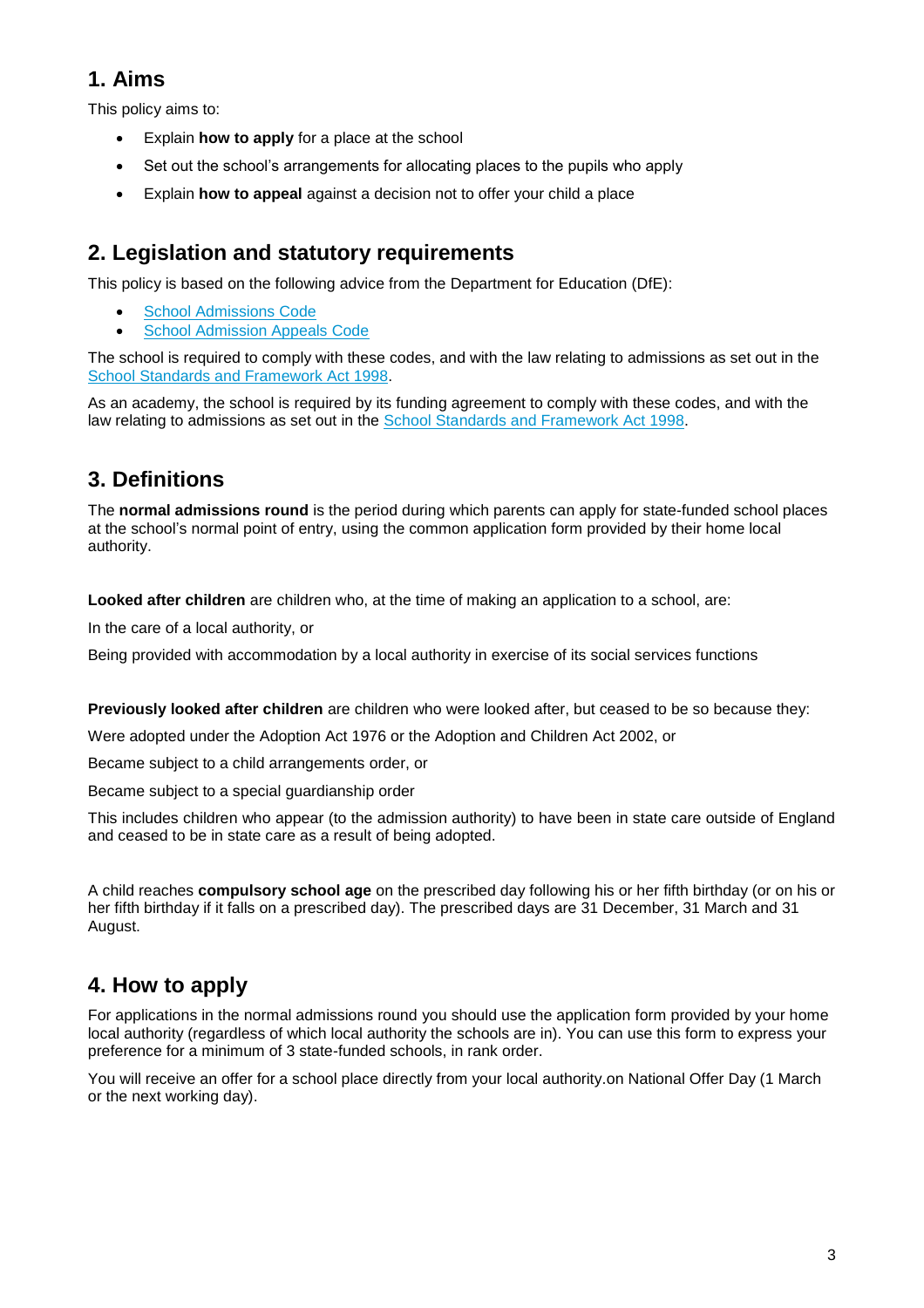## 1. Aims

This policy aims to:

- Explain **how to apply** for a place at the school
- Set out the school's arrangements for allocating places to the pupils who apply
- Explain **how to appeal** against a decision not to offer your child a place

## 2. Legislation and statutory requirements

This policy is based on the following advice from the Department for Education (DfE):

- School Admissions Code
- School Admission Appeals Code

The school is required to comply with these codes, and with the law relating to admissions as set out in the School Standards and Framework Act 1998.

As an academy, the school is required by its funding agreement to comply with these codes, and with the law relating to admissions as set out in the School Standards and Framework Act 1998.

## 3. Definitions

The **normal admissions round** is the period during which parents can apply for state-funded school places at the school's normal point of entry, using the common application form provided by their home local authority.

**Looked after children** are children who, at the time of making an application to a school, are:

In the care of a local authority, or

Being provided with accommodation by a local authority in exercise of its social services functions

**Previously looked after children** are children who were looked after, but ceased to be so because they:

Were adopted under the Adoption Act 1976 or the Adoption and Children Act 2002, or

Became subject to a child arrangements order, or

Became subject to a special guardianship order

This includes children who appear (to the admission authority) to have been in state care outside of England and ceased to be in state care as a result of being adopted.

A child reaches **compulsory school age** on the prescribed day following his or her fifth birthday (or on his or her fifth birthday if it falls on a prescribed day). The prescribed days are 31 December, 31 March and 31 August.

## 4. How to apply

For applications in the normal admissions round you should use the application form provided by your home local authority (regardless of which local authority the schools are in). You can use this form to express your preference for a minimum of 3 state-funded schools, in rank order.

You will receive an offer for a school place directly from your local authority.on National Offer Day (1 March or the next working day).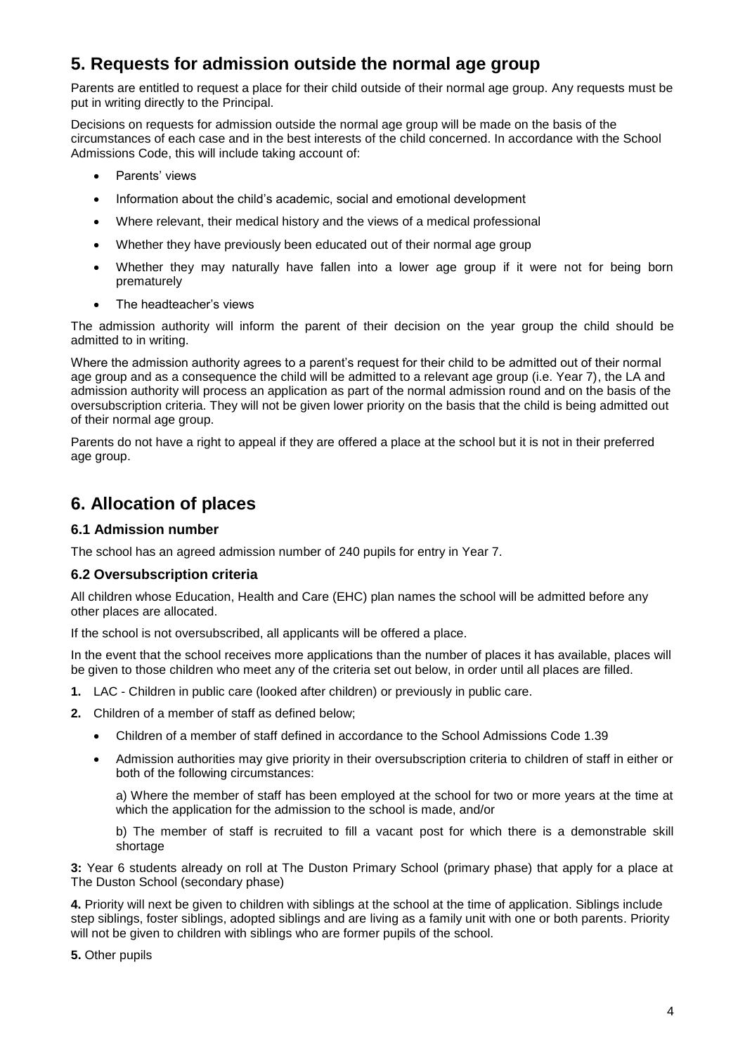## 5. Requests for admission outside the normal age group

Parents are entitled to request a place for their child outside of their normal age group. Any requests must be put in writing directly to the Principal.

Decisions on requests for admission outside the normal age group will be made on the basis of the circumstances of each case and in the best interests of the child concerned. In accordance with the School Admissions Code, this will include taking account of:

- Parents' views
- Information about the child's academic, social and emotional development
- Where relevant, their medical history and the views of a medical professional
- Whether they have previously been educated out of their normal age group
- Whether they may naturally have fallen into a lower age group if it were not for being born prematurely
- The headteacher's views

The admission authority will inform the parent of their decision on the year group the child should be admitted to in writing.

Where the admission authority agrees to a parent's request for their child to be admitted out of their normal age group and as a consequence the child will be admitted to a relevant age group (i.e. Year 7), the LA and admission authority will process an application as part of the normal admission round and on the basis of the oversubscription criteria. They will not be given lower priority on the basis that the child is being admitted out of their normal age group.

Parents do not have a right to appeal if they are offered a place at the school but it is not in their preferred age group.

## 6. Allocation of places

### 6.1 Admission number

The school has an agreed admission number of 240 pupils for entry in Year 7.

### 6.2 Oversubscription criteria

All children whose Education, Health and Care (EHC) plan names the school will be admitted before any other places are allocated.

If the school is not oversubscribed, all applicants will be offered a place.

In the event that the school receives more applications than the number of places it has available, places will be given to those children who meet any of the criteria set out below, in order until all places are filled.

**1.** LAC - Children in public care (looked after children) or previously in public care.

**2.** Children of a member of staff as defined below;

- Children of a member of staff defined in accordance to the School Admissions Code 1.39
- Admission authorities may give priority in their oversubscription criteria to children of staff in either or both of the following circumstances:

  a) Where the member of staff has been employed at the school for two or more years at the time at which the application for the admission to the school is made, and/or

  b) The member of staff is recruited to fill a vacant post for which there is a demonstrable skill shortage

**3:** Year 6 students already on roll at The Duston Primary School (primary phase) that apply for a place at The Duston School (secondary phase)

**4.** Priority will next be given to children with siblings at the school at the time of application. Siblings include step siblings, foster siblings, adopted siblings and are living as a family unit with one or both parents. Priority will not be given to children with siblings who are former pupils of the school.

**5.** Other pupils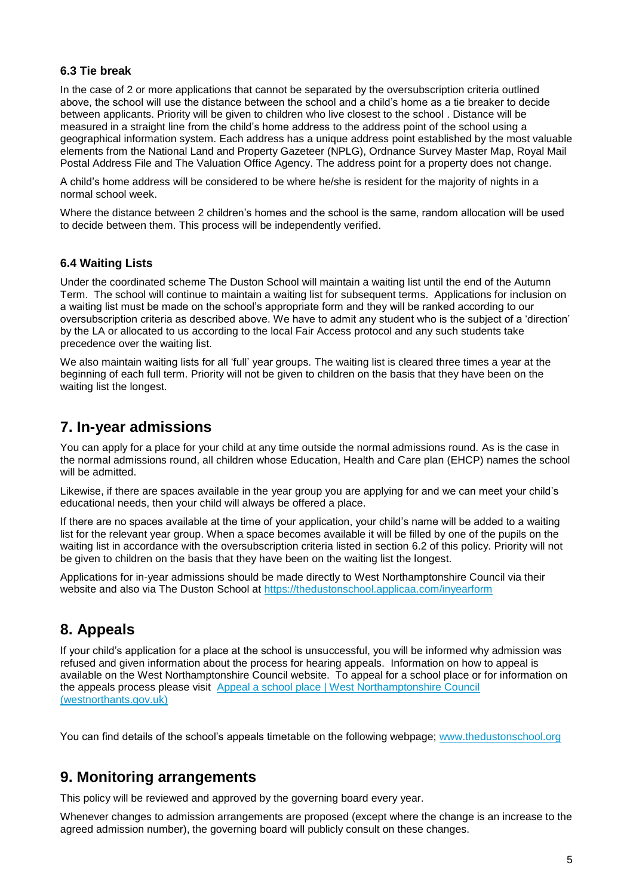### 6.3 Tie break

In the case of 2 or more applications that cannot be separated by the oversubscription criteria outlined above, the school will use the distance between the school and a child's home as a tie breaker to decide between applicants. Priority will be given to children who live closest to the school . Distance will be measured in a straight line from the child's home address to the address point of the school using a geographical information system. Each address has a unique address point established by the most valuable elements from the National Land and Property Gazeteer (NPLG), Ordnance Survey Master Map, Royal Mail Postal Address File and The Valuation Office Agency. The address point for a property does not change.

A child's home address will be considered to be where he/she is resident for the majority of nights in a normal school week.

Where the distance between 2 children's homes and the school is the same, random allocation will be used to decide between them. This process will be independently verified.

### 6.4 Waiting Lists

Under the coordinated scheme The Duston School will maintain a waiting list until the end of the Autumn Term. The school will continue to maintain a waiting list for subsequent terms. Applications for inclusion on a waiting list must be made on the school's appropriate form and they will be ranked according to our oversubscription criteria as described above. We have to admit any student who is the subject of a 'direction' by the LA or allocated to us according to the local Fair Access protocol and any such students take precedence over the waiting list.

We also maintain waiting lists for all 'full' year groups. The waiting list is cleared three times a year at the beginning of each full term. Priority will not be given to children on the basis that they have been on the waiting list the longest.

## 7. In-year admissions

You can apply for a place for your child at any time outside the normal admissions round. As is the case in the normal admissions round, all children whose Education, Health and Care plan (EHCP) names the school will be admitted.

Likewise, if there are spaces available in the year group you are applying for and we can meet your child's educational needs, then your child will always be offered a place.

If there are no spaces available at the time of your application, your child's name will be added to a waiting list for the relevant year group. When a space becomes available it will be filled by one of the pupils on the waiting list in accordance with the oversubscription criteria listed in section 6.2 of this policy. Priority will not be given to children on the basis that they have been on the waiting list the longest.

Applications for in-year admissions should be made directly to West Northamptonshire Council via their website and also via The Duston School at https://thedustonschool.applicaa.com/inyearform

## 8. Appeals

If your child's application for a place at the school is unsuccessful, you will be informed why admission was refused and given information about the process for hearing appeals. Information on how to appeal is available on the West Northamptonshire Council website. To appeal for a school place or for information on the appeals process please visit [Appeal a school place | West Northamptonshire Council (westnorthants.gov.uk)]

You can find details of the school's appeals timetable on the following webpage; www.thedustonschool.org

## 9. Monitoring arrangements

This policy will be reviewed and approved by the governing board every year.

Whenever changes to admission arrangements are proposed (except where the change is an increase to the agreed admission number), the governing board will publicly consult on these changes.